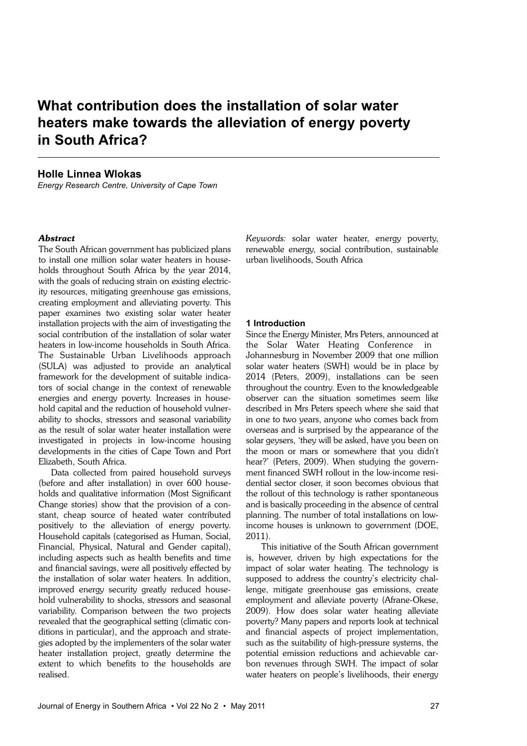# What contribution does the installation of solar water heaters make towards the alleviation of energy poverty in South Africa?

**Holle Linnea Wlokas**

*Energy Research Centre, University of Cape Town*

### *Abstract*

The South African government has publicized plans to install one million solar water heaters in households throughout South Africa by the year 2014, with the goals of reducing strain on existing electricity resources, mitigating greenhouse gas emissions, creating employment and alleviating poverty. This paper examines two existing solar water heater installation projects with the aim of investigating the social contribution of the installation of solar water heaters in low-income households in South Africa. The Sustainable Urban Livelihoods approach (SULA) was adjusted to provide an analytical framework for the development of suitable indicators of social change in the context of renewable energies and energy poverty. Increases in household capital and the reduction of household vulnerability to shocks, stressors and seasonal variability as the result of solar water heater installation were investigated in projects in low-income housing developments in the cities of Cape Town and Port Elizabeth, South Africa.

Data collected from paired household surveys (before and after installation) in over 600 households and qualitative information (Most Significant Change stories) show that the provision of a constant, cheap source of heated water contributed positively to the alleviation of energy poverty. Household capitals (categorised as Human, Social, Financial, Physical, Natural and Gender capital), including aspects such as health benefits and time and financial savings, were all positively effected by the installation of solar water heaters. In addition, improved energy security greatly reduced household vulnerability to shocks, stressors and seasonal variability. Comparison between the two projects revealed that the geographical setting (climatic conditions in particular), and the approach and strategies adopted by the implementers of the solar water heater installation project, greatly determine the extent to which benefits to the households are realised.

*Keywords:* solar water heater, energy poverty, renewable energy, social contribution, sustainable urban livelihoods, South Africa

## 1 Introduction

Since the Energy Minister, Mrs Peters, announced at the Solar Water Heating Conference in Johannesburg in November 2009 that one million solar water heaters (SWH) would be in place by 2014 (Peters, 2009), installations can be seen throughout the country. Even to the knowledgeable observer can the situation sometimes seem like described in Mrs Peters speech where she said that in one to two years, anyone who comes back from overseas and is surprised by the appearance of the solar geysers, 'they will be asked, have you been on the moon or mars or somewhere that you didn't hear?' (Peters, 2009). When studying the government financed SWH rollout in the low-income residential sector closer, it soon becomes obvious that the rollout of this technology is rather spontaneous and is basically proceeding in the absence of central planning. The number of total installations on low-income houses is unknown to government (DOE, 2011).

This initiative of the South African government is, however, driven by high expectations for the impact of solar water heating. The technology is supposed to address the country's electricity challenge, mitigate greenhouse gas emissions, create employment and alleviate poverty (Afrane-Okese, 2009). How does solar water heating alleviate poverty? Many papers and reports look at technical and financial aspects of project implementation, such as the suitability of high-pressure systems, the potential emission reductions and achievable carbon revenues through SWH. The impact of solar water heaters on people's livelihoods, their energy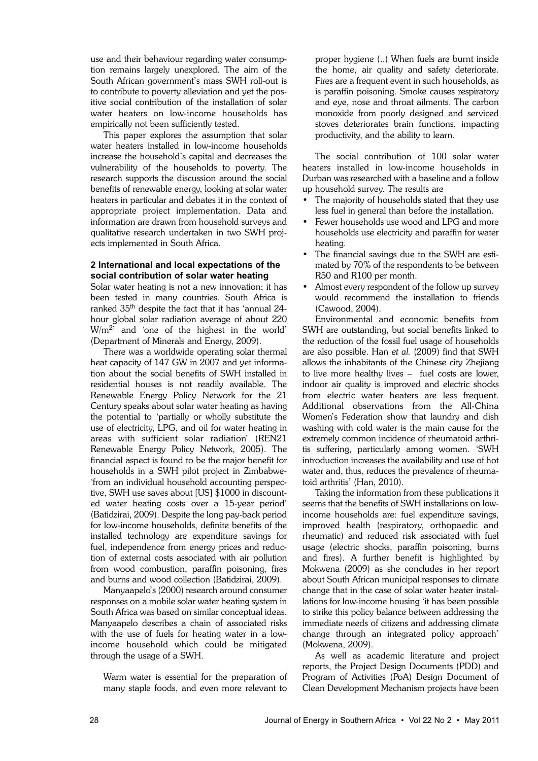use and their behaviour regarding water consumption remains largely unexplored. The aim of the South African government's mass SWH roll-out is to contribute to poverty alleviation and yet the positive social contribution of the installation of solar water heaters on low-income households has empirically not been sufficiently tested.

This paper explores the assumption that solar water heaters installed in low-income households increase the household's capital and decreases the vulnerability of the households to poverty. The research supports the discussion around the social benefits of renewable energy, looking at solar water heaters in particular and debates it in the context of appropriate project implementation. Data and information are drawn from household surveys and qualitative research undertaken in two SWH projects implemented in South Africa.

## 2 International and local expectations of the social contribution of solar water heating

Solar water heating is not a new innovation; it has been tested in many countries. South Africa is ranked 35th despite the fact that it has 'annual 24-hour global solar radiation average of about 220 W/m$^2$' and 'one of the highest in the world' (Department of Minerals and Energy, 2009).

There was a worldwide operating solar thermal heat capacity of 147 GW in 2007 and yet information about the social benefits of SWH installed in residential houses is not readily available. The Renewable Energy Policy Network for the 21 Century speaks about solar water heating as having the potential to 'partially or wholly substitute the use of electricity, LPG, and oil for water heating in areas with sufficient solar radiation' (REN21 Renewable Energy Policy Network, 2005). The financial aspect is found to be the major benefit for households in a SWH pilot project in Zimbabwe- 'from an individual household accounting perspective, SWH use saves about [US] $1000 in discounted water heating costs over a 15-year period' (Batidzirai, 2009). Despite the long pay-back period for low-income households, definite benefits of the installed technology are expenditure savings for fuel, independence from energy prices and reduction of external costs associated with air pollution from wood combustion, paraffin poisoning, fires and burns and wood collection (Batidzirai, 2009).

Manyaapelo's (2000) research around consumer responses on a mobile solar water heating system in South Africa was based on similar conceptual ideas. Manyaapelo describes a chain of associated risks with the use of fuels for heating water in a low-income household which could be mitigated through the usage of a SWH.

> Warm water is essential for the preparation of many staple foods, and even more relevant to proper hygiene (..) When fuels are burnt inside the home, air quality and safety deteriorate. Fires are a frequent event in such households, as is paraffin poisoning. Smoke causes respiratory and eye, nose and throat ailments. The carbon monoxide from poorly designed and serviced stoves deteriorates brain functions, impacting productivity, and the ability to learn.

The social contribution of 100 solar water heaters installed in low-income households in Durban was researched with a baseline and a follow up household survey. The results are

- The majority of households stated that they use less fuel in general than before the installation.
- Fewer households use wood and LPG and more households use electricity and paraffin for water heating.
- The financial savings due to the SWH are estimated by 70% of the respondents to be between R50 and R100 per month.
- Almost every respondent of the follow up survey would recommend the installation to friends (Cawood, 2004).

Environmental and economic benefits from SWH are outstanding, but social benefits linked to the reduction of the fossil fuel usage of households are also possible. Han *et al.* (2009) find that SWH allows the inhabitants of the Chinese city Zhejiang to live more healthy lives – fuel costs are lower, indoor air quality is improved and electric shocks from electric water heaters are less frequent. Additional observations from the All-China Women's Federation show that laundry and dish washing with cold water is the main cause for the extremely common incidence of rheumatoid arthritis suffering, particularly among women. 'SWH introduction increases the availability and use of hot water and, thus, reduces the prevalence of rheumatoid arthritis' (Han, 2010).

Taking the information from these publications it seems that the benefits of SWH installations on low-income households are: fuel expenditure savings, improved health (respiratory, orthopaedic and rheumatic) and reduced risk associated with fuel usage (electric shocks, paraffin poisoning, burns and fires). A further benefit is highlighted by Mokwena (2009) as she concludes in her report about South African municipal responses to climate change that in the case of solar water heater installations for low-income housing 'it has been possible to strike this policy balance between addressing the immediate needs of citizens and addressing climate change through an integrated policy approach' (Mokwena, 2009).

As well as academic literature and project reports, the Project Design Documents (PDD) and Program of Activities (PoA) Design Document of Clean Development Mechanism projects have been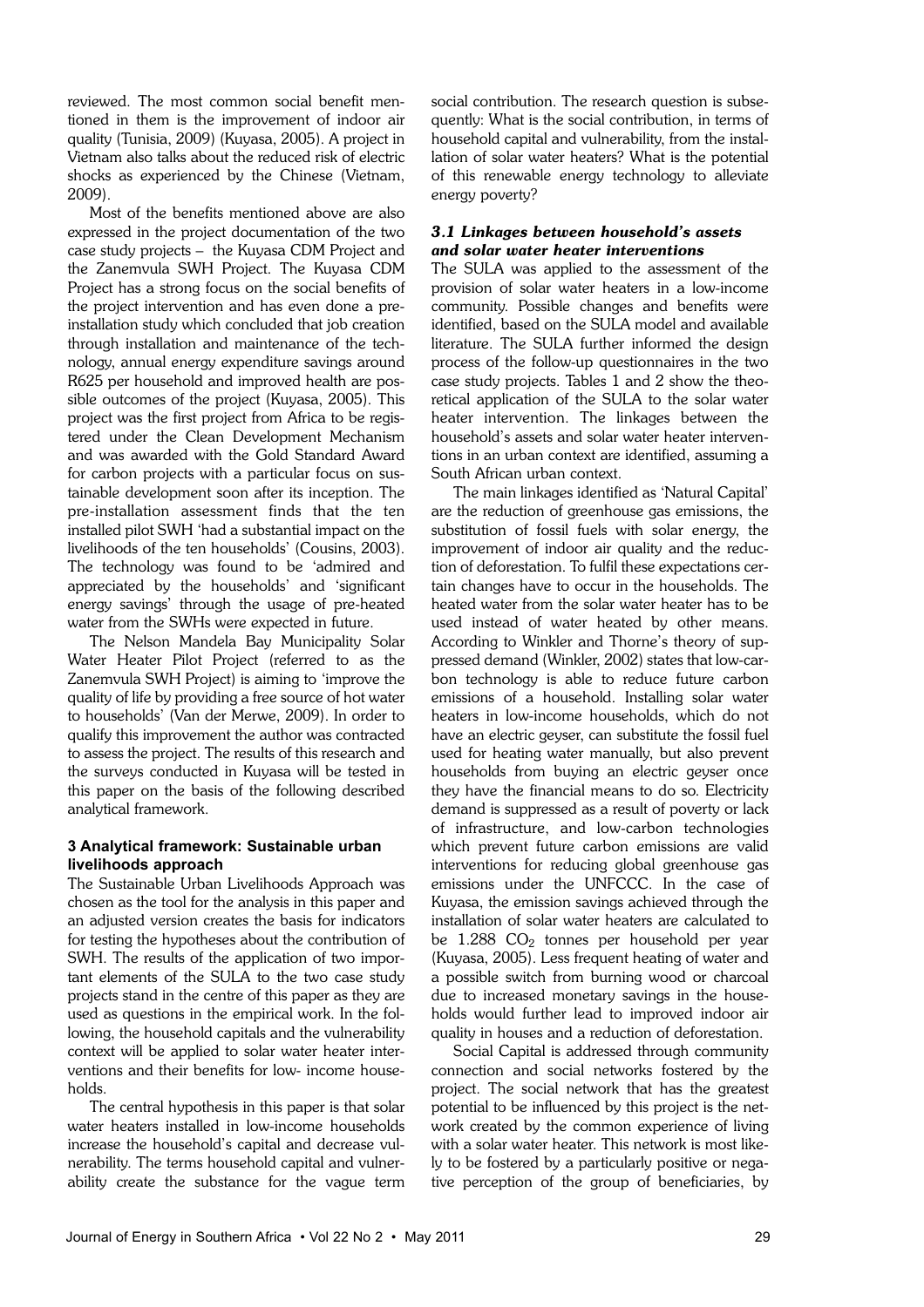reviewed. The most common social benefit mentioned in them is the improvement of indoor air quality (Tunisia, 2009) (Kuyasa, 2005). A project in Vietnam also talks about the reduced risk of electric shocks as experienced by the Chinese (Vietnam, 2009).

Most of the benefits mentioned above are also expressed in the project documentation of the two case study projects – the Kuyasa CDM Project and the Zanemvula SWH Project. The Kuyasa CDM Project has a strong focus on the social benefits of the project intervention and has even done a pre-installation study which concluded that job creation through installation and maintenance of the technology, annual energy expenditure savings around R625 per household and improved health are possible outcomes of the project (Kuyasa, 2005). This project was the first project from Africa to be registered under the Clean Development Mechanism and was awarded with the Gold Standard Award for carbon projects with a particular focus on sustainable development soon after its inception. The pre-installation assessment finds that the ten installed pilot SWH 'had a substantial impact on the livelihoods of the ten households' (Cousins, 2003). The technology was found to be 'admired and appreciated by the households' and 'significant energy savings' through the usage of pre-heated water from the SWHs were expected in future.

The Nelson Mandela Bay Municipality Solar Water Heater Pilot Project (referred to as the Zanemvula SWH Project) is aiming to 'improve the quality of life by providing a free source of hot water to households' (Van der Merwe, 2009). In order to qualify this improvement the author was contracted to assess the project. The results of this research and the surveys conducted in Kuyasa will be tested in this paper on the basis of the following described analytical framework.

## 3 Analytical framework: Sustainable urban livelihoods approach

The Sustainable Urban Livelihoods Approach was chosen as the tool for the analysis in this paper and an adjusted version creates the basis for indicators for testing the hypotheses about the contribution of SWH. The results of the application of two important elements of the SULA to the two case study projects stand in the centre of this paper as they are used as questions in the empirical work. In the following, the household capitals and the vulnerability context will be applied to solar water heater interventions and their benefits for low- income households.

The central hypothesis in this paper is that solar water heaters installed in low-income households increase the household's capital and decrease vulnerability. The terms household capital and vulnerability create the substance for the vague term social contribution. The research question is subsequently: What is the social contribution, in terms of household capital and vulnerability, from the installation of solar water heaters? What is the potential of this renewable energy technology to alleviate energy poverty?

### *3.1 Linkages between household's assets and solar water heater interventions*

The SULA was applied to the assessment of the provision of solar water heaters in a low-income community. Possible changes and benefits were identified, based on the SULA model and available literature. The SULA further informed the design process of the follow-up questionnaires in the two case study projects. Tables 1 and 2 show the theoretical application of the SULA to the solar water heater intervention. The linkages between the household's assets and solar water heater interventions in an urban context are identified, assuming a South African urban context.

The main linkages identified as 'Natural Capital' are the reduction of greenhouse gas emissions, the substitution of fossil fuels with solar energy, the improvement of indoor air quality and the reduction of deforestation. To fulfil these expectations certain changes have to occur in the households. The heated water from the solar water heater has to be used instead of water heated by other means. According to Winkler and Thorne's theory of suppressed demand (Winkler, 2002) states that low-carbon technology is able to reduce future carbon emissions of a household. Installing solar water heaters in low-income households, which do not have an electric geyser, can substitute the fossil fuel used for heating water manually, but also prevent households from buying an electric geyser once they have the financial means to do so. Electricity demand is suppressed as a result of poverty or lack of infrastructure, and low-carbon technologies which prevent future carbon emissions are valid interventions for reducing global greenhouse gas emissions under the UNFCCC. In the case of Kuyasa, the emission savings achieved through the installation of solar water heaters are calculated to be 1.288 $CO_2$ tonnes per household per year (Kuyasa, 2005). Less frequent heating of water and a possible switch from burning wood or charcoal due to increased monetary savings in the households would further lead to improved indoor air quality in houses and a reduction of deforestation.

Social Capital is addressed through community connection and social networks fostered by the project. The social network that has the greatest potential to be influenced by this project is the network created by the common experience of living with a solar water heater. This network is most likely to be fostered by a particularly positive or negative perception of the group of beneficiaries, by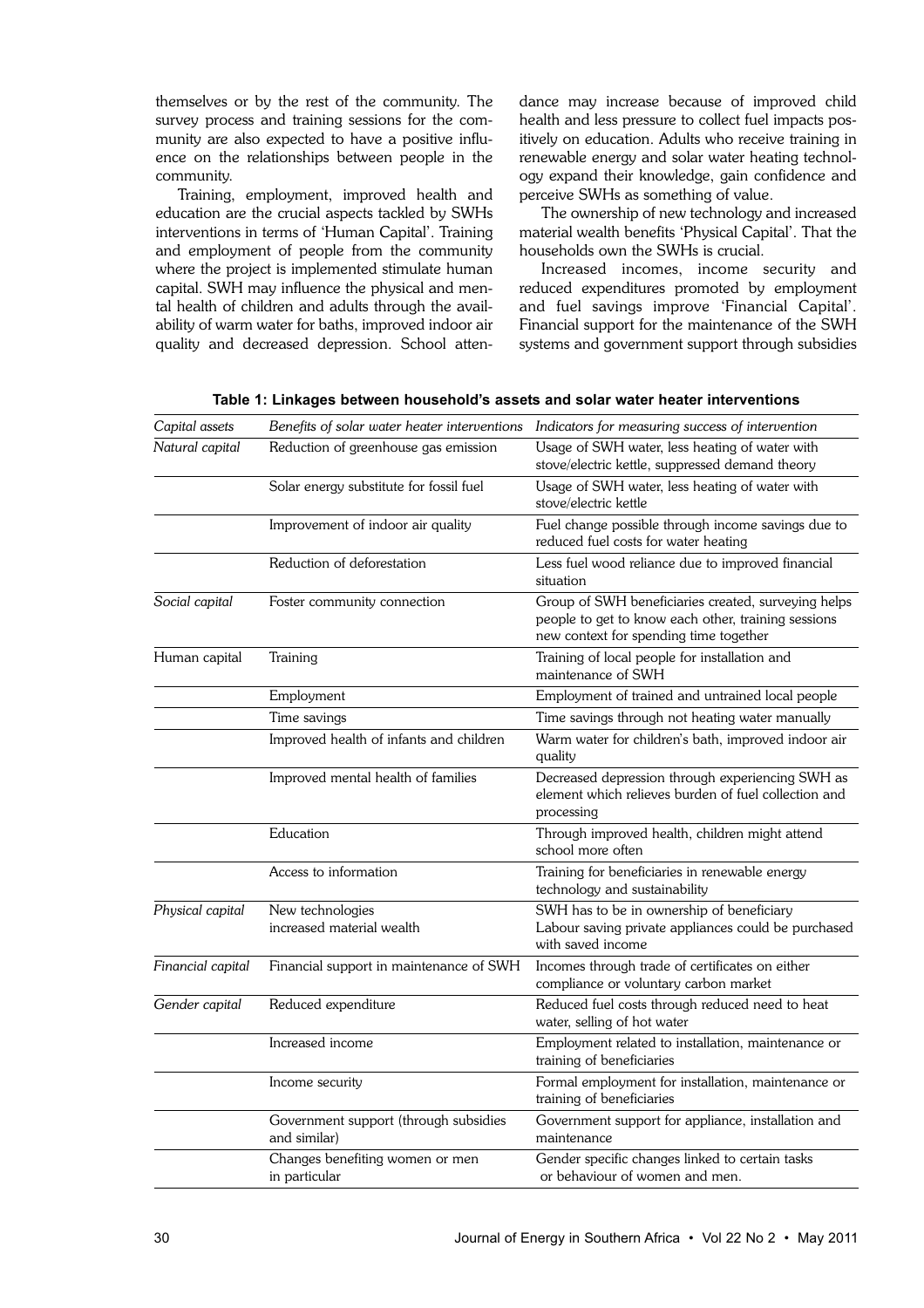themselves or by the rest of the community. The survey process and training sessions for the community are also expected to have a positive influence on the relationships between people in the community.

Training, employment, improved health and education are the crucial aspects tackled by SWHs interventions in terms of 'Human Capital'. Training and employment of people from the community where the project is implemented stimulate human capital. SWH may influence the physical and mental health of children and adults through the availability of warm water for baths, improved indoor air quality and decreased depression. School attendance may increase because of improved child health and less pressure to collect fuel impacts positively on education. Adults who receive training in renewable energy and solar water heating technology expand their knowledge, gain confidence and perceive SWHs as something of value.

The ownership of new technology and increased material wealth benefits 'Physical Capital'. That the households own the SWHs is crucial.

Increased incomes, income security and reduced expenditures promoted by employment and fuel savings improve 'Financial Capital'. Financial support for the maintenance of the SWH systems and government support through subsidies

**Table 1: Linkages between household's assets and solar water heater interventions**

| *Capital assets* | *Benefits of solar water heater interventions* | *Indicators for measuring success of intervention* |
|---|---|---|
| *Natural capital* | Reduction of greenhouse gas emission | Usage of SWH water, less heating of water with stove/electric kettle, suppressed demand theory |
| | Solar energy substitute for fossil fuel | Usage of SWH water, less heating of water with stove/electric kettle |
| | Improvement of indoor air quality | Fuel change possible through income savings due to reduced fuel costs for water heating |
| | Reduction of deforestation | Less fuel wood reliance due to improved financial situation |
| *Social capital* | Foster community connection | Group of SWH beneficiaries created, surveying helps people to get to know each other, training sessions new context for spending time together |
| Human capital | Training | Training of local people for installation and maintenance of SWH |
| | Employment | Employment of trained and untrained local people |
| | Time savings | Time savings through not heating water manually |
| | Improved health of infants and children | Warm water for children's bath, improved indoor air quality |
| | Improved mental health of families | Decreased depression through experiencing SWH as element which relieves burden of fuel collection and processing |
| | Education | Through improved health, children might attend school more often |
| | Access to information | Training for beneficiaries in renewable energy technology and sustainability |
| *Physical capital* | New technologies<br>increased material wealth | SWH has to be in ownership of beneficiary<br>Labour saving private appliances could be purchased with saved income |
| *Financial capital* | Financial support in maintenance of SWH | Incomes through trade of certificates on either compliance or voluntary carbon market |
| *Gender capital* | Reduced expenditure | Reduced fuel costs through reduced need to heat water, selling of hot water |
| | Increased income | Employment related to installation, maintenance or training of beneficiaries |
| | Income security | Formal employment for installation, maintenance or training of beneficiaries |
| | Government support (through subsidies and similar) | Government support for appliance, installation and maintenance |
| | Changes benefiting women or men in particular | Gender specific changes linked to certain tasks or behaviour of women and men. |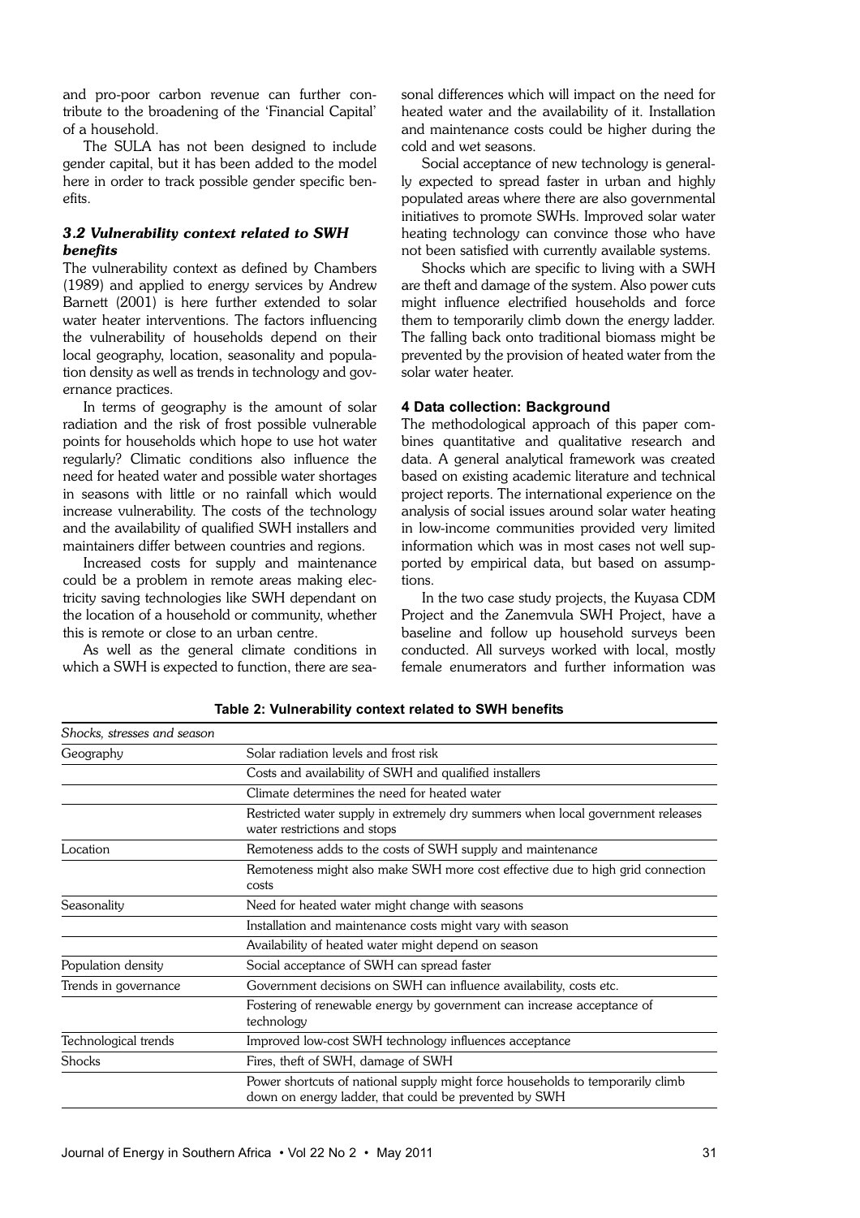and pro-poor carbon revenue can further contribute to the broadening of the 'Financial Capital' of a household.

The SULA has not been designed to include gender capital, but it has been added to the model here in order to track possible gender specific benefits.

### *3.2 Vulnerability context related to SWH benefits*

The vulnerability context as defined by Chambers (1989) and applied to energy services by Andrew Barnett (2001) is here further extended to solar water heater interventions. The factors influencing the vulnerability of households depend on their local geography, location, seasonality and population density as well as trends in technology and governance practices.

In terms of geography is the amount of solar radiation and the risk of frost possible vulnerable points for households which hope to use hot water regularly? Climatic conditions also influence the need for heated water and possible water shortages in seasons with little or no rainfall which would increase vulnerability. The costs of the technology and the availability of qualified SWH installers and maintainers differ between countries and regions.

Increased costs for supply and maintenance could be a problem in remote areas making electricity saving technologies like SWH dependant on the location of a household or community, whether this is remote or close to an urban centre.

As well as the general climate conditions in which a SWH is expected to function, there are seasonal differences which will impact on the need for heated water and the availability of it. Installation and maintenance costs could be higher during the cold and wet seasons.

Social acceptance of new technology is generally expected to spread faster in urban and highly populated areas where there are also governmental initiatives to promote SWHs. Improved solar water heating technology can convince those who have not been satisfied with currently available systems.

Shocks which are specific to living with a SWH are theft and damage of the system. Also power cuts might influence electrified households and force them to temporarily climb down the energy ladder. The falling back onto traditional biomass might be prevented by the provision of heated water from the solar water heater.

## 4 Data collection: Background

The methodological approach of this paper combines quantitative and qualitative research and data. A general analytical framework was created based on existing academic literature and technical project reports. The international experience on the analysis of social issues around solar water heating in low-income communities provided very limited information which was in most cases not well supported by empirical data, but based on assumptions.

In the two case study projects, the Kuyasa CDM Project and the Zanemvula SWH Project, have a baseline and follow up household surveys been conducted. All surveys worked with local, mostly female enumerators and further information was

**Table 2: Vulnerability context related to SWH benefits**

| *Shocks, stresses and season* | |
|---|---|
| Geography | Solar radiation levels and frost risk |
| | Costs and availability of SWH and qualified installers |
| | Climate determines the need for heated water |
| | Restricted water supply in extremely dry summers when local government releases water restrictions and stops |
| Location | Remoteness adds to the costs of SWH supply and maintenance |
| | Remoteness might also make SWH more cost effective due to high grid connection costs |
| Seasonality | Need for heated water might change with seasons |
| | Installation and maintenance costs might vary with season |
| | Availability of heated water might depend on season |
| Population density | Social acceptance of SWH can spread faster |
| Trends in governance | Government decisions on SWH can influence availability, costs etc. |
| | Fostering of renewable energy by government can increase acceptance of technology |
| Technological trends | Improved low-cost SWH technology influences acceptance |
| Shocks | Fires, theft of SWH, damage of SWH |
| | Power shortcuts of national supply might force households to temporarily climb down on energy ladder, that could be prevented by SWH |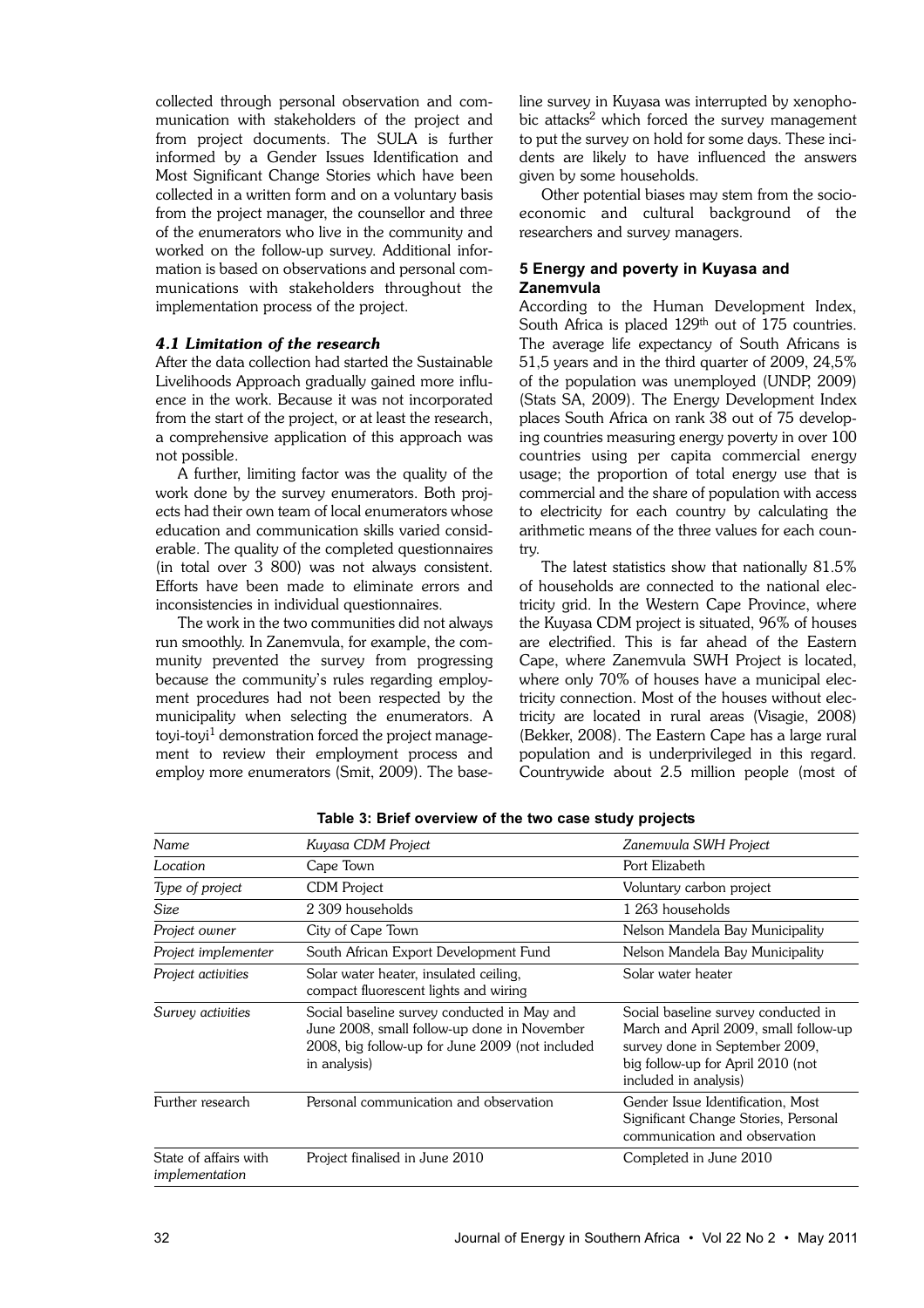collected through personal observation and communication with stakeholders of the project and from project documents. The SULA is further informed by a Gender Issues Identification and Most Significant Change Stories which have been collected in a written form and on a voluntary basis from the project manager, the counsellor and three of the enumerators who live in the community and worked on the follow-up survey. Additional information is based on observations and personal communications with stakeholders throughout the implementation process of the project.

### *4.1 Limitation of the research*

After the data collection had started the Sustainable Livelihoods Approach gradually gained more influence in the work. Because it was not incorporated from the start of the project, or at least the research, a comprehensive application of this approach was not possible.

A further, limiting factor was the quality of the work done by the survey enumerators. Both projects had their own team of local enumerators whose education and communication skills varied considerable. The quality of the completed questionnaires (in total over 3 800) was not always consistent. Efforts have been made to eliminate errors and inconsistencies in individual questionnaires.

The work in the two communities did not always run smoothly. In Zanemvula, for example, the community prevented the survey from progressing because the community's rules regarding employment procedures had not been respected by the municipality when selecting the enumerators. A toyi-toyi[1] demonstration forced the project management to review their employment process and employ more enumerators (Smit, 2009). The baseline survey in Kuyasa was interrupted by xenophobic attacks[2] which forced the survey management to put the survey on hold for some days. These incidents are likely to have influenced the answers given by some households.

Other potential biases may stem from the socio-economic and cultural background of the researchers and survey managers.

## 5 Energy and poverty in Kuyasa and Zanemvula

According to the Human Development Index, South Africa is placed 129th out of 175 countries. The average life expectancy of South Africans is 51,5 years and in the third quarter of 2009, 24,5% of the population was unemployed (UNDP, 2009) (Stats SA, 2009). The Energy Development Index places South Africa on rank 38 out of 75 developing countries measuring energy poverty in over 100 countries using per capita commercial energy usage; the proportion of total energy use that is commercial and the share of population with access to electricity for each country by calculating the arithmetic means of the three values for each country.

The latest statistics show that nationally 81.5% of households are connected to the national electricity grid. In the Western Cape Province, where the Kuyasa CDM project is situated, 96% of houses are electrified. This is far ahead of the Eastern Cape, where Zanemvula SWH Project is located, where only 70% of houses have a municipal electricity connection. Most of the houses without electricity are located in rural areas (Visagie, 2008) (Bekker, 2008). The Eastern Cape has a large rural population and is underprivileged in this regard. Countrywide about 2.5 million people (most of

**Table 3: Brief overview of the two case study projects**

| *Name* | *Kuyasa CDM Project* | *Zanemvula SWH Project* |
|---|---|---|
| *Location* | Cape Town | Port Elizabeth |
| *Type of project* | CDM Project | Voluntary carbon project |
| *Size* | 2 309 households | 1 263 households |
| *Project owner* | City of Cape Town | Nelson Mandela Bay Municipality |
| *Project implementer* | South African Export Development Fund | Nelson Mandela Bay Municipality |
| *Project activities* | Solar water heater, insulated ceiling, compact fluorescent lights and wiring | Solar water heater |
| *Survey activities* | Social baseline survey conducted in May and June 2008, small follow-up done in November 2008, big follow-up for June 2009 (not included in analysis) | Social baseline survey conducted in March and April 2009, small follow-up survey done in September 2009, big follow-up for April 2010 (not included in analysis) |
| Further research | Personal communication and observation | Gender Issue Identification, Most Significant Change Stories, Personal communication and observation |
| State of affairs with *implementation* | Project finalised in June 2010 | Completed in June 2010 |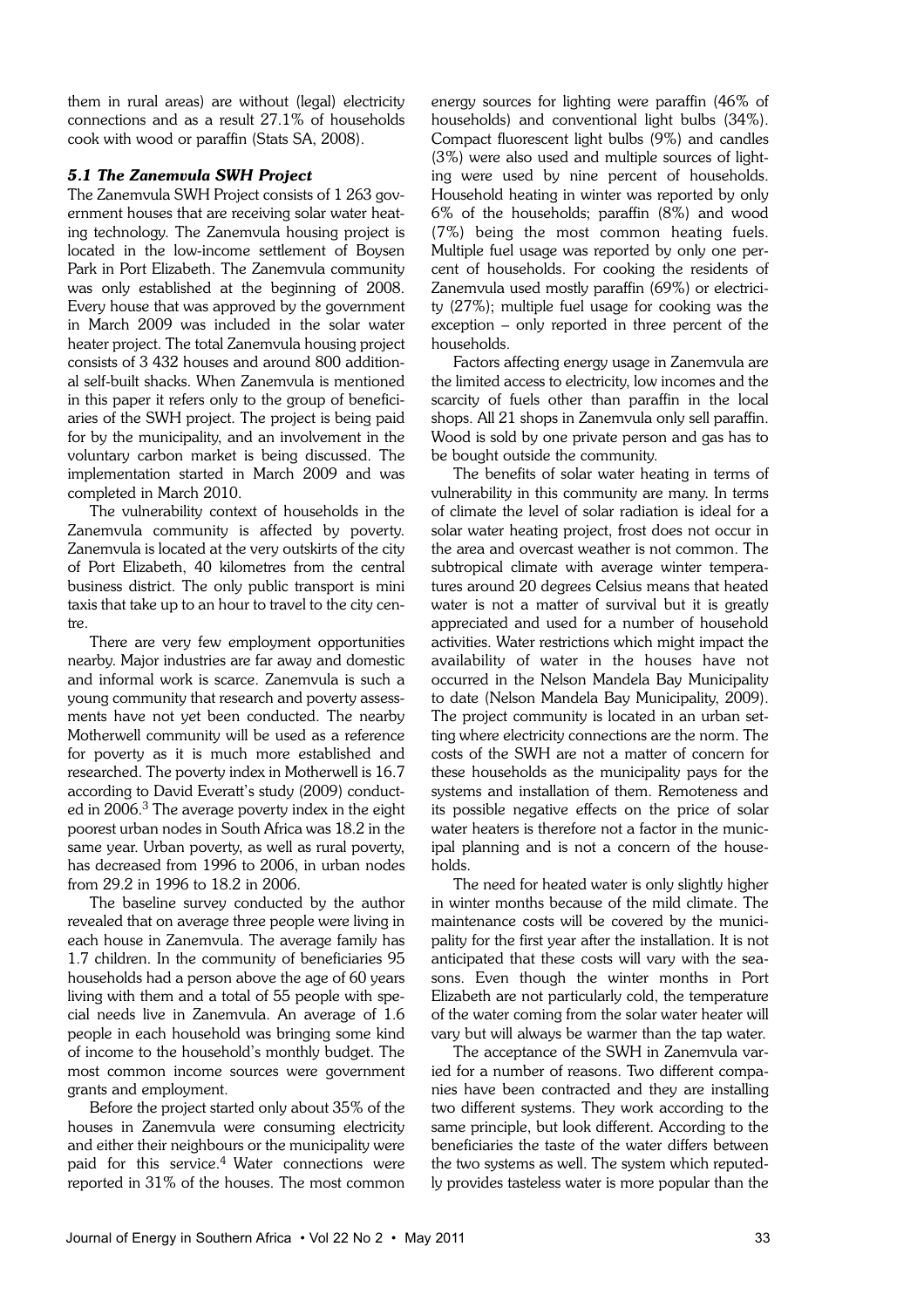them in rural areas) are without (legal) electricity connections and as a result 27.1% of households cook with wood or paraffin (Stats SA, 2008).

### *5.1 The Zanemvula SWH Project*

The Zanemvula SWH Project consists of 1 263 government houses that are receiving solar water heating technology. The Zanemvula housing project is located in the low-income settlement of Boysen Park in Port Elizabeth. The Zanemvula community was only established at the beginning of 2008. Every house that was approved by the government in March 2009 was included in the solar water heater project. The total Zanemvula housing project consists of 3 432 houses and around 800 additional self-built shacks. When Zanemvula is mentioned in this paper it refers only to the group of beneficiaries of the SWH project. The project is being paid for by the municipality, and an involvement in the voluntary carbon market is being discussed. The implementation started in March 2009 and was completed in March 2010.

The vulnerability context of households in the Zanemvula community is affected by poverty. Zanemvula is located at the very outskirts of the city of Port Elizabeth, 40 kilometres from the central business district. The only public transport is mini taxis that take up to an hour to travel to the city centre.

There are very few employment opportunities nearby. Major industries are far away and domestic and informal work is scarce. Zanemvula is such a young community that research and poverty assessments have not yet been conducted. The nearby Motherwell community will be used as a reference for poverty as it is much more established and researched. The poverty index in Motherwell is 16.7 according to David Everatt's study (2009) conducted in 2006.[3] The average poverty index in the eight poorest urban nodes in South Africa was 18.2 in the same year. Urban poverty, as well as rural poverty, has decreased from 1996 to 2006, in urban nodes from 29.2 in 1996 to 18.2 in 2006.

The baseline survey conducted by the author revealed that on average three people were living in each house in Zanemvula. The average family has 1.7 children. In the community of beneficiaries 95 households had a person above the age of 60 years living with them and a total of 55 people with special needs live in Zanemvula. An average of 1.6 people in each household was bringing some kind of income to the household's monthly budget. The most common income sources were government grants and employment.

Before the project started only about 35% of the houses in Zanemvula were consuming electricity and either their neighbours or the municipality were paid for this service.[4] Water connections were reported in 31% of the houses. The most common energy sources for lighting were paraffin (46% of households) and conventional light bulbs (34%). Compact fluorescent light bulbs (9%) and candles (3%) were also used and multiple sources of lighting were used by nine percent of households. Household heating in winter was reported by only 6% of the households; paraffin (8%) and wood (7%) being the most common heating fuels. Multiple fuel usage was reported by only one percent of households. For cooking the residents of Zanemvula used mostly paraffin (69%) or electricity (27%); multiple fuel usage for cooking was the exception – only reported in three percent of the households.

Factors affecting energy usage in Zanemvula are the limited access to electricity, low incomes and the scarcity of fuels other than paraffin in the local shops. All 21 shops in Zanemvula only sell paraffin. Wood is sold by one private person and gas has to be bought outside the community.

The benefits of solar water heating in terms of vulnerability in this community are many. In terms of climate the level of solar radiation is ideal for a solar water heating project, frost does not occur in the area and overcast weather is not common. The subtropical climate with average winter temperatures around 20 degrees Celsius means that heated water is not a matter of survival but it is greatly appreciated and used for a number of household activities. Water restrictions which might impact the availability of water in the houses have not occurred in the Nelson Mandela Bay Municipality to date (Nelson Mandela Bay Municipality, 2009). The project community is located in an urban setting where electricity connections are the norm. The costs of the SWH are not a matter of concern for these households as the municipality pays for the systems and installation of them. Remoteness and its possible negative effects on the price of solar water heaters is therefore not a factor in the municipal planning and is not a concern of the households.

The need for heated water is only slightly higher in winter months because of the mild climate. The maintenance costs will be covered by the municipality for the first year after the installation. It is not anticipated that these costs will vary with the seasons. Even though the winter months in Port Elizabeth are not particularly cold, the temperature of the water coming from the solar water heater will vary but will always be warmer than the tap water.

The acceptance of the SWH in Zanemvula varied for a number of reasons. Two different companies have been contracted and they are installing two different systems. They work according to the same principle, but look different. According to the beneficiaries the taste of the water differs between the two systems as well. The system which reputedly provides tasteless water is more popular than the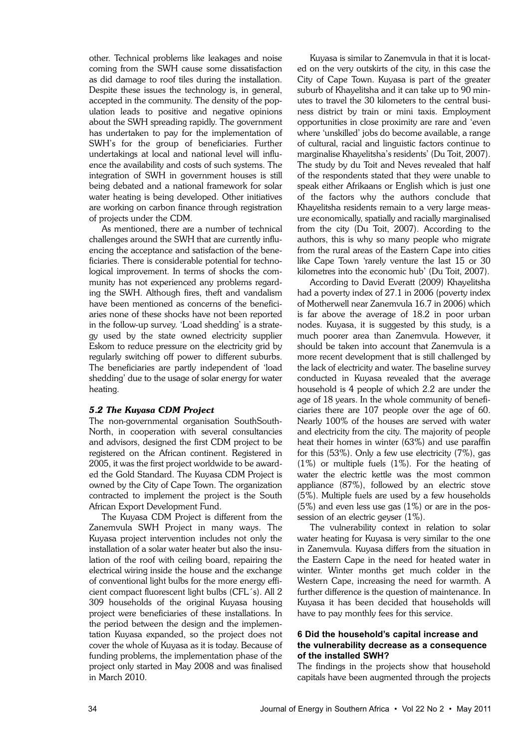other. Technical problems like leakages and noise coming from the SWH cause some dissatisfaction as did damage to roof tiles during the installation. Despite these issues the technology is, in general, accepted in the community. The density of the population leads to positive and negative opinions about the SWH spreading rapidly. The government has undertaken to pay for the implementation of SWH's for the group of beneficiaries. Further undertakings at local and national level will influence the availability and costs of such systems. The integration of SWH in government houses is still being debated and a national framework for solar water heating is being developed. Other initiatives are working on carbon finance through registration of projects under the CDM.

As mentioned, there are a number of technical challenges around the SWH that are currently influencing the acceptance and satisfaction of the beneficiaries. There is considerable potential for technological improvement. In terms of shocks the community has not experienced any problems regarding the SWH. Although fires, theft and vandalism have been mentioned as concerns of the beneficiaries none of these shocks have not been reported in the follow-up survey. 'Load shedding' is a strategy used by the state owned electricity supplier Eskom to reduce pressure on the electricity grid by regularly switching off power to different suburbs. The beneficiaries are partly independent of 'load shedding' due to the usage of solar energy for water heating.

### *5.2 The Kuyasa CDM Project*

The non-governmental organisation SouthSouth-North, in cooperation with several consultancies and advisors, designed the first CDM project to be registered on the African continent. Registered in 2005, it was the first project worldwide to be awarded the Gold Standard. The Kuyasa CDM Project is owned by the City of Cape Town. The organization contracted to implement the project is the South African Export Development Fund.

The Kuyasa CDM Project is different from the Zanemvula SWH Project in many ways. The Kuyasa project intervention includes not only the installation of a solar water heater but also the insulation of the roof with ceiling board, repairing the electrical wiring inside the house and the exchange of conventional light bulbs for the more energy efficient compact fluorescent light bulbs (CFL´s). All 2 309 households of the original Kuyasa housing project were beneficiaries of these installations. In the period between the design and the implementation Kuyasa expanded, so the project does not cover the whole of Kuyasa as it is today. Because of funding problems, the implementation phase of the project only started in May 2008 and was finalised in March 2010.

Kuyasa is similar to Zanemvula in that it is located on the very outskirts of the city, in this case the City of Cape Town. Kuyasa is part of the greater suburb of Khayelitsha and it can take up to 90 minutes to travel the 30 kilometers to the central business district by train or mini taxis. Employment opportunities in close proximity are rare and 'even where 'unskilled' jobs do become available, a range of cultural, racial and linguistic factors continue to marginalise Khayelitsha's residents' (Du Toit, 2007). The study by du Toit and Neves revealed that half of the respondents stated that they were unable to speak either Afrikaans or English which is just one of the factors why the authors conclude that Khayelitsha residents remain to a very large measure economically, spatially and racially marginalised from the city (Du Toit, 2007). According to the authors, this is why so many people who migrate from the rural areas of the Eastern Cape into cities like Cape Town 'rarely venture the last 15 or 30 kilometres into the economic hub' (Du Toit, 2007).

According to David Everatt (2009) Khayelitsha had a poverty index of 27.1 in 2006 (poverty index of Motherwell near Zanemvula 16.7 in 2006) which is far above the average of 18.2 in poor urban nodes. Kuyasa, it is suggested by this study, is a much poorer area than Zanemvula. However, it should be taken into account that Zanemvula is a more recent development that is still challenged by the lack of electricity and water. The baseline survey conducted in Kuyasa revealed that the average household is 4 people of which 2.2 are under the age of 18 years. In the whole community of beneficiaries there are 107 people over the age of 60. Nearly 100% of the houses are served with water and electricity from the city. The majority of people heat their homes in winter (63%) and use paraffin for this (53%). Only a few use electricity (7%), gas (1%) or multiple fuels (1%). For the heating of water the electric kettle was the most common appliance (87%), followed by an electric stove (5%). Multiple fuels are used by a few households (5%) and even less use gas (1%) or are in the possession of an electric geyser (1%).

The vulnerability context in relation to solar water heating for Kuyasa is very similar to the one in Zanemvula. Kuyasa differs from the situation in the Eastern Cape in the need for heated water in winter. Winter months get much colder in the Western Cape, increasing the need for warmth. A further difference is the question of maintenance. In Kuyasa it has been decided that households will have to pay monthly fees for this service.

## 6 Did the household's capital increase and the vulnerability decrease as a consequence of the installed SWH?

The findings in the projects show that household capitals have been augmented through the projects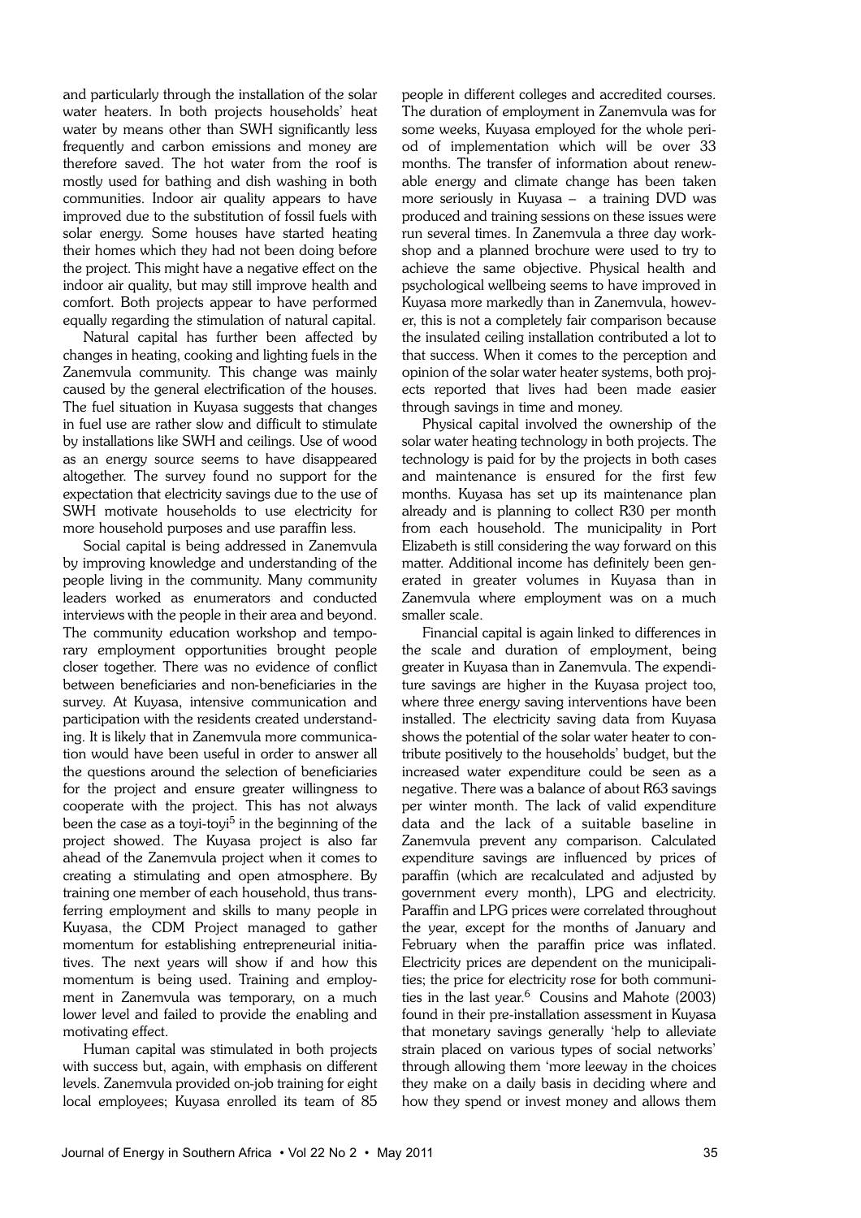and particularly through the installation of the solar water heaters. In both projects households' heat water by means other than SWH significantly less frequently and carbon emissions and money are therefore saved. The hot water from the roof is mostly used for bathing and dish washing in both communities. Indoor air quality appears to have improved due to the substitution of fossil fuels with solar energy. Some houses have started heating their homes which they had not been doing before the project. This might have a negative effect on the indoor air quality, but may still improve health and comfort. Both projects appear to have performed equally regarding the stimulation of natural capital.

Natural capital has further been affected by changes in heating, cooking and lighting fuels in the Zanemvula community. This change was mainly caused by the general electrification of the houses. The fuel situation in Kuyasa suggests that changes in fuel use are rather slow and difficult to stimulate by installations like SWH and ceilings. Use of wood as an energy source seems to have disappeared altogether. The survey found no support for the expectation that electricity savings due to the use of SWH motivate households to use electricity for more household purposes and use paraffin less.

Social capital is being addressed in Zanemvula by improving knowledge and understanding of the people living in the community. Many community leaders worked as enumerators and conducted interviews with the people in their area and beyond. The community education workshop and temporary employment opportunities brought people closer together. There was no evidence of conflict between beneficiaries and non-beneficiaries in the survey. At Kuyasa, intensive communication and participation with the residents created understanding. It is likely that in Zanemvula more communication would have been useful in order to answer all the questions around the selection of beneficiaries for the project and ensure greater willingness to cooperate with the project. This has not always been the case as a toyi-toyi[5] in the beginning of the project showed. The Kuyasa project is also far ahead of the Zanemvula project when it comes to creating a stimulating and open atmosphere. By training one member of each household, thus transferring employment and skills to many people in Kuyasa, the CDM Project managed to gather momentum for establishing entrepreneurial initiatives. The next years will show if and how this momentum is being used. Training and employment in Zanemvula was temporary, on a much lower level and failed to provide the enabling and motivating effect.

Human capital was stimulated in both projects with success but, again, with emphasis on different levels. Zanemvula provided on-job training for eight local employees; Kuyasa enrolled its team of 85 people in different colleges and accredited courses. The duration of employment in Zanemvula was for some weeks, Kuyasa employed for the whole period of implementation which will be over 33 months. The transfer of information about renewable energy and climate change has been taken more seriously in Kuyasa – a training DVD was produced and training sessions on these issues were run several times. In Zanemvula a three day workshop and a planned brochure were used to try to achieve the same objective. Physical health and psychological wellbeing seems to have improved in Kuyasa more markedly than in Zanemvula, however, this is not a completely fair comparison because the insulated ceiling installation contributed a lot to that success. When it comes to the perception and opinion of the solar water heater systems, both projects reported that lives had been made easier through savings in time and money.

Physical capital involved the ownership of the solar water heating technology in both projects. The technology is paid for by the projects in both cases and maintenance is ensured for the first few months. Kuyasa has set up its maintenance plan already and is planning to collect R30 per month from each household. The municipality in Port Elizabeth is still considering the way forward on this matter. Additional income has definitely been generated in greater volumes in Kuyasa than in Zanemvula where employment was on a much smaller scale.

Financial capital is again linked to differences in the scale and duration of employment, being greater in Kuyasa than in Zanemvula. The expenditure savings are higher in the Kuyasa project too, where three energy saving interventions have been installed. The electricity saving data from Kuyasa shows the potential of the solar water heater to contribute positively to the households' budget, but the increased water expenditure could be seen as a negative. There was a balance of about R63 savings per winter month. The lack of valid expenditure data and the lack of a suitable baseline in Zanemvula prevent any comparison. Calculated expenditure savings are influenced by prices of paraffin (which are recalculated and adjusted by government every month), LPG and electricity. Paraffin and LPG prices were correlated throughout the year, except for the months of January and February when the paraffin price was inflated. Electricity prices are dependent on the municipalities; the price for electricity rose for both communities in the last year.[6] Cousins and Mahote (2003) found in their pre-installation assessment in Kuyasa that monetary savings generally 'help to alleviate strain placed on various types of social networks' through allowing them 'more leeway in the choices they make on a daily basis in deciding where and how they spend or invest money and allows them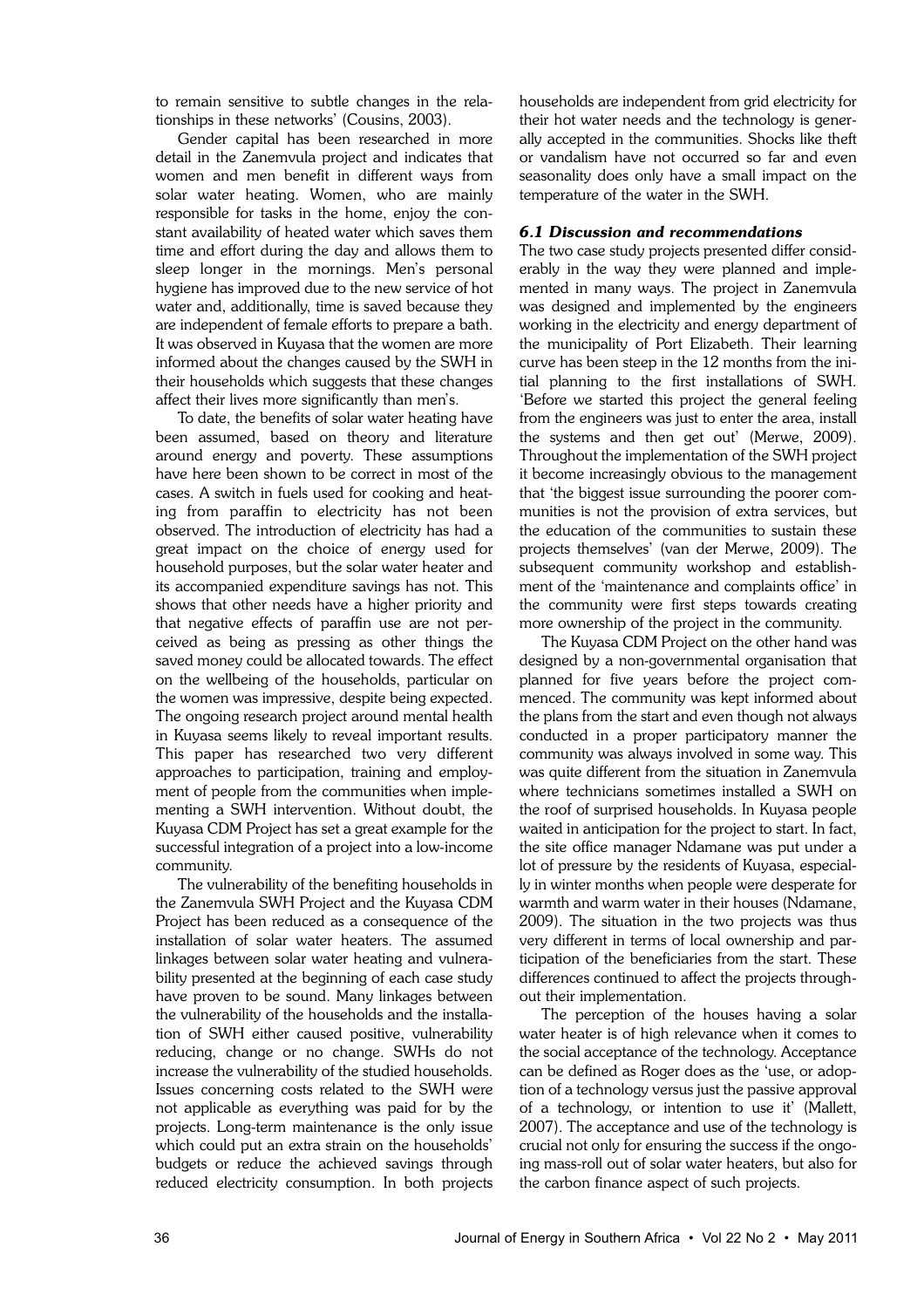to remain sensitive to subtle changes in the relationships in these networks' (Cousins, 2003).

Gender capital has been researched in more detail in the Zanemvula project and indicates that women and men benefit in different ways from solar water heating. Women, who are mainly responsible for tasks in the home, enjoy the constant availability of heated water which saves them time and effort during the day and allows them to sleep longer in the mornings. Men's personal hygiene has improved due to the new service of hot water and, additionally, time is saved because they are independent of female efforts to prepare a bath. It was observed in Kuyasa that the women are more informed about the changes caused by the SWH in their households which suggests that these changes affect their lives more significantly than men's.

To date, the benefits of solar water heating have been assumed, based on theory and literature around energy and poverty. These assumptions have here been shown to be correct in most of the cases. A switch in fuels used for cooking and heating from paraffin to electricity has not been observed. The introduction of electricity has had a great impact on the choice of energy used for household purposes, but the solar water heater and its accompanied expenditure savings has not. This shows that other needs have a higher priority and that negative effects of paraffin use are not perceived as being as pressing as other things the saved money could be allocated towards. The effect on the wellbeing of the households, particular on the women was impressive, despite being expected. The ongoing research project around mental health in Kuyasa seems likely to reveal important results. This paper has researched two very different approaches to participation, training and employment of people from the communities when implementing a SWH intervention. Without doubt, the Kuyasa CDM Project has set a great example for the successful integration of a project into a low-income community.

The vulnerability of the benefiting households in the Zanemvula SWH Project and the Kuyasa CDM Project has been reduced as a consequence of the installation of solar water heaters. The assumed linkages between solar water heating and vulnerability presented at the beginning of each case study have proven to be sound. Many linkages between the vulnerability of the households and the installation of SWH either caused positive, vulnerability reducing, change or no change. SWHs do not increase the vulnerability of the studied households. Issues concerning costs related to the SWH were not applicable as everything was paid for by the projects. Long-term maintenance is the only issue which could put an extra strain on the households' budgets or reduce the achieved savings through reduced electricity consumption. In both projects households are independent from grid electricity for their hot water needs and the technology is generally accepted in the communities. Shocks like theft or vandalism have not occurred so far and even seasonality does only have a small impact on the temperature of the water in the SWH.

### *6.1 Discussion and recommendations*

The two case study projects presented differ considerably in the way they were planned and implemented in many ways. The project in Zanemvula was designed and implemented by the engineers working in the electricity and energy department of the municipality of Port Elizabeth. Their learning curve has been steep in the 12 months from the initial planning to the first installations of SWH. 'Before we started this project the general feeling from the engineers was just to enter the area, install the systems and then get out' (Merwe, 2009). Throughout the implementation of the SWH project it become increasingly obvious to the management that 'the biggest issue surrounding the poorer communities is not the provision of extra services, but the education of the communities to sustain these projects themselves' (van der Merwe, 2009). The subsequent community workshop and establishment of the 'maintenance and complaints office' in the community were first steps towards creating more ownership of the project in the community.

The Kuyasa CDM Project on the other hand was designed by a non-governmental organisation that planned for five years before the project commenced. The community was kept informed about the plans from the start and even though not always conducted in a proper participatory manner the community was always involved in some way. This was quite different from the situation in Zanemvula where technicians sometimes installed a SWH on the roof of surprised households. In Kuyasa people waited in anticipation for the project to start. In fact, the site office manager Ndamane was put under a lot of pressure by the residents of Kuyasa, especially in winter months when people were desperate for warmth and warm water in their houses (Ndamane, 2009). The situation in the two projects was thus very different in terms of local ownership and participation of the beneficiaries from the start. These differences continued to affect the projects throughout their implementation.

The perception of the houses having a solar water heater is of high relevance when it comes to the social acceptance of the technology. Acceptance can be defined as Roger does as the 'use, or adoption of a technology versus just the passive approval of a technology, or intention to use it' (Mallett, 2007). The acceptance and use of the technology is crucial not only for ensuring the success if the ongoing mass-roll out of solar water heaters, but also for the carbon finance aspect of such projects.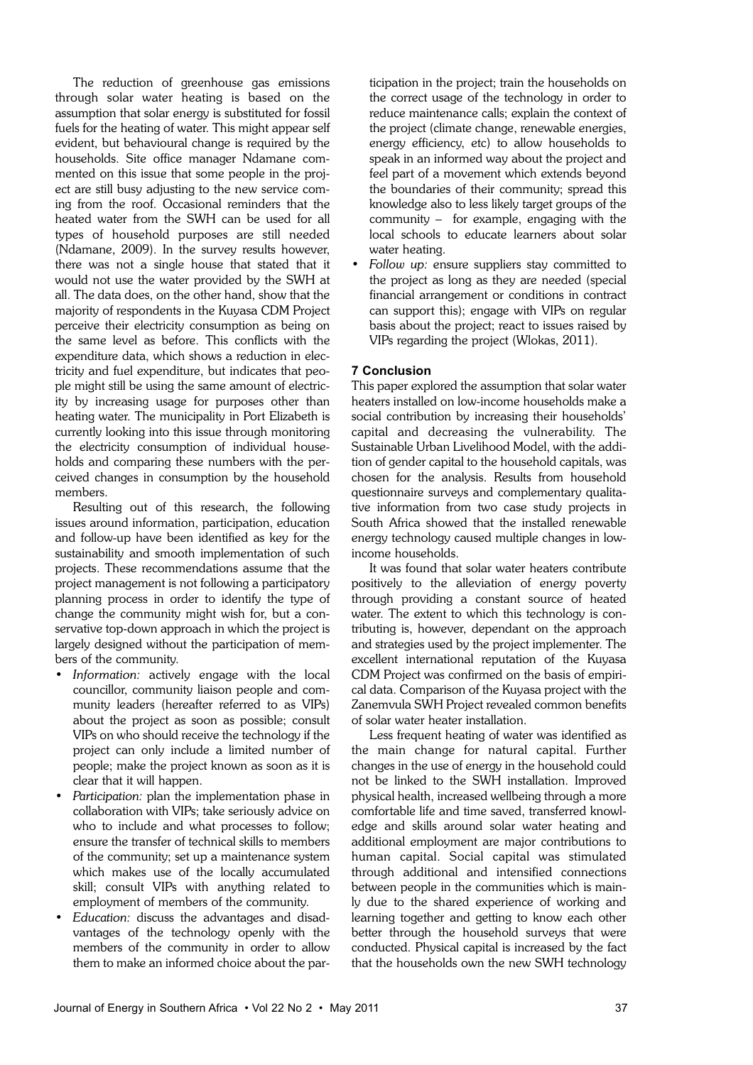The reduction of greenhouse gas emissions through solar water heating is based on the assumption that solar energy is substituted for fossil fuels for the heating of water. This might appear self evident, but behavioural change is required by the households. Site office manager Ndamane commented on this issue that some people in the project are still busy adjusting to the new service coming from the roof. Occasional reminders that the heated water from the SWH can be used for all types of household purposes are still needed (Ndamane, 2009). In the survey results however, there was not a single house that stated that it would not use the water provided by the SWH at all. The data does, on the other hand, show that the majority of respondents in the Kuyasa CDM Project perceive their electricity consumption as being on the same level as before. This conflicts with the expenditure data, which shows a reduction in electricity and fuel expenditure, but indicates that people might still be using the same amount of electricity by increasing usage for purposes other than heating water. The municipality in Port Elizabeth is currently looking into this issue through monitoring the electricity consumption of individual households and comparing these numbers with the perceived changes in consumption by the household members.

Resulting out of this research, the following issues around information, participation, education and follow-up have been identified as key for the sustainability and smooth implementation of such projects. These recommendations assume that the project management is not following a participatory planning process in order to identify the type of change the community might wish for, but a conservative top-down approach in which the project is largely designed without the participation of members of the community.

- *Information:* actively engage with the local councillor, community liaison people and community leaders (hereafter referred to as VIPs) about the project as soon as possible; consult VIPs on who should receive the technology if the project can only include a limited number of people; make the project known as soon as it is clear that it will happen.
- *Participation:* plan the implementation phase in collaboration with VIPs; take seriously advice on who to include and what processes to follow; ensure the transfer of technical skills to members of the community; set up a maintenance system which makes use of the locally accumulated skill; consult VIPs with anything related to employment of members of the community.
- *Education:* discuss the advantages and disadvantages of the technology openly with the members of the community in order to allow them to make an informed choice about the participation in the project; train the households on the correct usage of the technology in order to reduce maintenance calls; explain the context of the project (climate change, renewable energies, energy efficiency, etc) to allow households to speak in an informed way about the project and feel part of a movement which extends beyond the boundaries of their community; spread this knowledge also to less likely target groups of the community – for example, engaging with the local schools to educate learners about solar water heating.
- *Follow up:* ensure suppliers stay committed to the project as long as they are needed (special financial arrangement or conditions in contract can support this); engage with VIPs on regular basis about the project; react to issues raised by VIPs regarding the project (Wlokas, 2011).

## 7 Conclusion

This paper explored the assumption that solar water heaters installed on low-income households make a social contribution by increasing their households' capital and decreasing the vulnerability. The Sustainable Urban Livelihood Model, with the addition of gender capital to the household capitals, was chosen for the analysis. Results from household questionnaire surveys and complementary qualitative information from two case study projects in South Africa showed that the installed renewable energy technology caused multiple changes in low-income households.

It was found that solar water heaters contribute positively to the alleviation of energy poverty through providing a constant source of heated water. The extent to which this technology is contributing is, however, dependant on the approach and strategies used by the project implementer. The excellent international reputation of the Kuyasa CDM Project was confirmed on the basis of empirical data. Comparison of the Kuyasa project with the Zanemvula SWH Project revealed common benefits of solar water heater installation.

Less frequent heating of water was identified as the main change for natural capital. Further changes in the use of energy in the household could not be linked to the SWH installation. Improved physical health, increased wellbeing through a more comfortable life and time saved, transferred knowledge and skills around solar water heating and additional employment are major contributions to human capital. Social capital was stimulated through additional and intensified connections between people in the communities which is mainly due to the shared experience of working and learning together and getting to know each other better through the household surveys that were conducted. Physical capital is increased by the fact that the households own the new SWH technology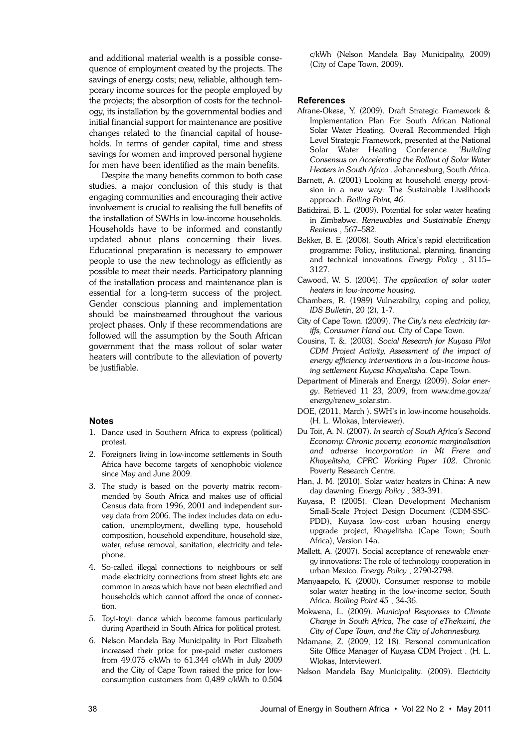and additional material wealth is a possible consequence of employment created by the projects. The savings of energy costs; new, reliable, although temporary income sources for the people employed by the projects; the absorption of costs for the technology, its installation by the governmental bodies and initial financial support for maintenance are positive changes related to the financial capital of households. In terms of gender capital, time and stress savings for women and improved personal hygiene for men have been identified as the main benefits.

Despite the many benefits common to both case studies, a major conclusion of this study is that engaging communities and encouraging their active involvement is crucial to realising the full benefits of the installation of SWHs in low-income households. Households have to be informed and constantly updated about plans concerning their lives. Educational preparation is necessary to empower people to use the new technology as efficiently as possible to meet their needs. Participatory planning of the installation process and maintenance plan is essential for a long-term success of the project. Gender conscious planning and implementation should be mainstreamed throughout the various project phases. Only if these recommendations are followed will the assumption by the South African government that the mass rollout of solar water heaters will contribute to the alleviation of poverty be justifiable.

## Notes

1. Dance used in Southern Africa to express (political) protest.
2. Foreigners living in low-income settlements in South Africa have become targets of xenophobic violence since May and June 2009.
3. The study is based on the poverty matrix recommended by South Africa and makes use of official Census data from 1996, 2001 and independent survey data from 2006. The index includes data on education, unemployment, dwelling type, household composition, household expenditure, household size, water, refuse removal, sanitation, electricity and telephone.
4. So-called illegal connections to neighbours or self made electricity connections from street lights etc are common in areas which have not been electrified and households which cannot afford the once of connection.
5. Toyi-toyi: dance which become famous particularly during Apartheid in South Africa for political protest.
6. Nelson Mandela Bay Municipality in Port Elizabeth increased their price for pre-paid meter customers from 49.075 c/kWh to 61.344 c/kWh in July 2009 and the City of Cape Town raised the price for low-consumption customers from 0,489 c/kWh to 0.504 c/kWh (Nelson Mandela Bay Municipality, 2009) (City of Cape Town, 2009).

## References

Afrane-Okese, Y. (2009). Draft Strategic Framework & Implementation Plan For South African National Solar Water Heating, Overall Recommended High Level Strategic Framework, presented at the National Solar Water Heating Conference. *'Building Consensus on Accelerating the Rollout of Solar Water Heaters in South Africa* . Johannesburg, South Africa.

Barnett, A. (2001) Looking at household energy provision in a new way: The Sustainable Livelihoods approach. *Boiling Point, 46*.

Batidzirai, B. L. (2009). Potential for solar water heating in Zimbabwe. *Renewables and Sustainable Energy Reviews* , 567–582.

Bekker, B. E. (2008). South Africa's rapid electrification programme: Policy, institutional, planning, financing and technical innovations. *Energy Policy* , 3115–3127.

Cawood, W. S. (2004). *The application of solar water heaters in low-income housing.*

Chambers, R. (1989) Vulnerability, coping and policy, *IDS Bulletin*, 20 (2), 1-7.

City of Cape Town. (2009). *The City's new electricity tariffs, Consumer Hand out.* City of Cape Town.

Cousins, T. &. (2003). *Social Research for Kuyasa Pilot CDM Project Activity, Assessment of the impact of energy efficiency interventions in a low-income housing settlement Kuyasa Khayelitsha.* Cape Town.

Department of Minerals and Energy. (2009). *Solar energy*. Retrieved 11 23, 2009, from www.dme.gov.za/energy/renew_solar.stm.

DOE, (2011, March ). SWH's in low-income households. (H. L. Wlokas, Interviewer).

Du Toit, A. N. (2007). *In search of South Africa's Second Economy: Chronic poverty, economic marginalisation and adverse incorporation in Mt Frere and Khayelitsha, CPRC Working Paper 102*. Chronic Poverty Research Centre.

Han, J. M. (2010). Solar water heaters in China: A new day dawning. *Energy Policy* , 383-391.

Kuyasa, P. (2005). Clean Development Mechanism Small-Scale Project Design Document (CDM-SSC-PDD), Kuyasa low-cost urban housing energy upgrade project, Khayelitsha (Cape Town; South Africa), Version 14a.

Mallett, A. (2007). Social acceptance of renewable energy innovations: The role of technology cooperation in urban Mexico. *Energy Policy* , 2790-2798.

Manyaapelo, K. (2000). Consumer response to mobile solar water heating in the low-income sector, South Africa. *Boiling Point 45* , 34-36.

Mokwena, L. (2009). *Municipal Responses to Climate Change in South Africa, The case of eThekwini, the City of Cape Town, and the City of Johannesburg.*

Ndamane, Z. (2009, 12 18). Personal communication Site Office Manager of Kuyasa CDM Project . (H. L. Wlokas, Interviewer).

Nelson Mandela Bay Municipality. (2009). Electricity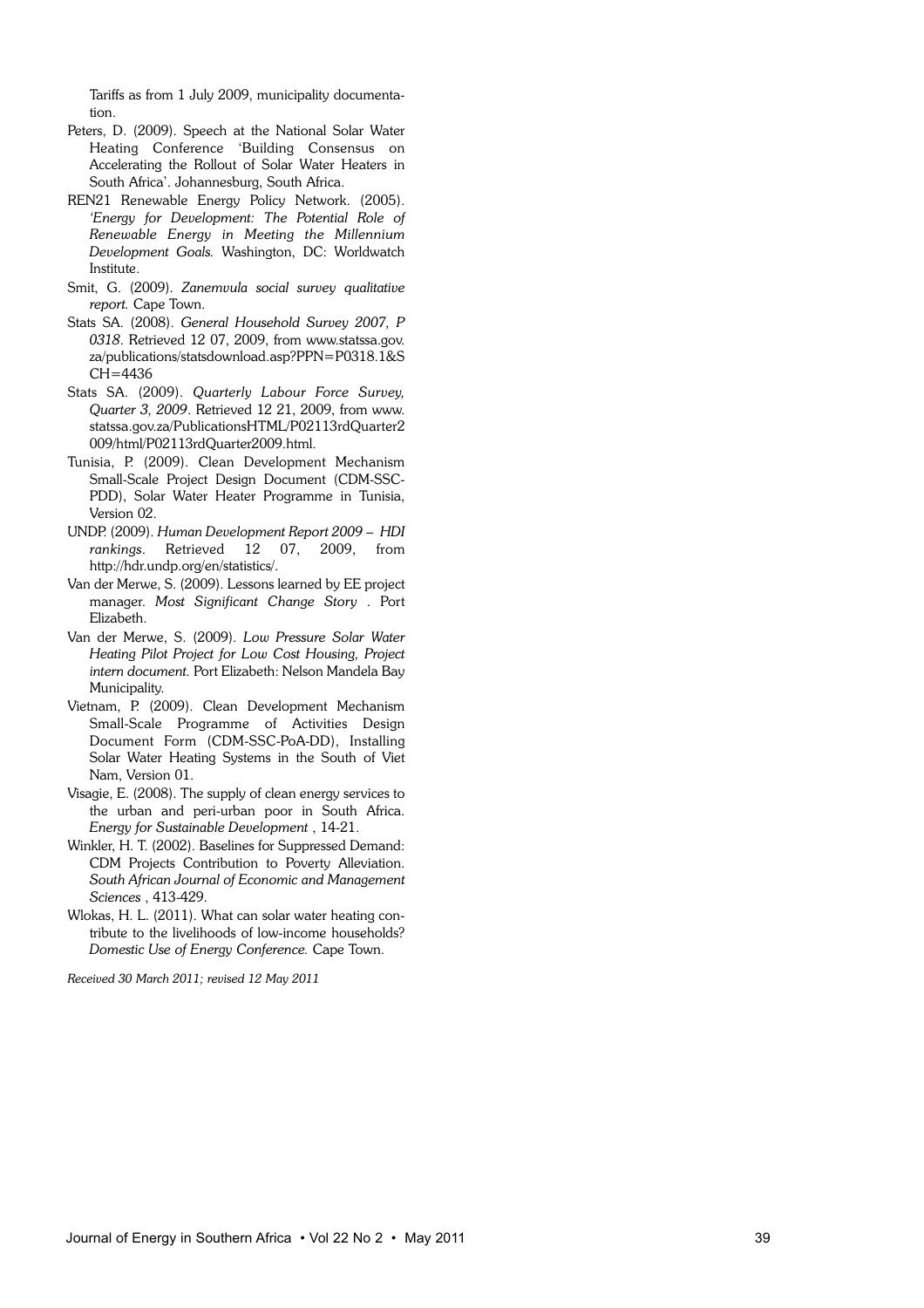Tariffs as from 1 July 2009, municipality documentation.

Peters, D. (2009). Speech at the National Solar Water Heating Conference 'Building Consensus on Accelerating the Rollout of Solar Water Heaters in South Africa'. Johannesburg, South Africa.

REN21 Renewable Energy Policy Network. (2005). *'Energy for Development: The Potential Role of Renewable Energy in Meeting the Millennium Development Goals.* Washington, DC: Worldwatch Institute.

Smit, G. (2009). *Zanemvula social survey qualitative report.* Cape Town.

Stats SA. (2008). *General Household Survey 2007, P 0318*. Retrieved 12 07, 2009, from www.statssa.gov.za/publications/statsdownload.asp?PPN=P0318.1&SCH=4436

Stats SA. (2009). *Quarterly Labour Force Survey, Quarter 3, 2009*. Retrieved 12 21, 2009, from www.statssa.gov.za/PublicationsHTML/P02113rdQuarter2009/html/P02113rdQuarter2009.html.

Tunisia, P. (2009). Clean Development Mechanism Small-Scale Project Design Document (CDM-SSC-PDD), Solar Water Heater Programme in Tunisia, Version 02.

UNDP. (2009). *Human Development Report 2009 – HDI rankings*. Retrieved 12 07, 2009, from http://hdr.undp.org/en/statistics/.

Van der Merwe, S. (2009). Lessons learned by EE project manager. *Most Significant Change Story* . Port Elizabeth.

Van der Merwe, S. (2009). *Low Pressure Solar Water Heating Pilot Project for Low Cost Housing, Project intern document.* Port Elizabeth: Nelson Mandela Bay Municipality.

Vietnam, P. (2009). Clean Development Mechanism Small-Scale Programme of Activities Design Document Form (CDM-SSC-PoA-DD), Installing Solar Water Heating Systems in the South of Viet Nam, Version 01.

Visagie, E. (2008). The supply of clean energy services to the urban and peri-urban poor in South Africa. *Energy for Sustainable Development* , 14-21.

Winkler, H. T. (2002). Baselines for Suppressed Demand: CDM Projects Contribution to Poverty Alleviation. *South African Journal of Economic and Management Sciences* , 413-429.

Wlokas, H. L. (2011). What can solar water heating contribute to the livelihoods of low-income households? *Domestic Use of Energy Conference.* Cape Town.

*Received 30 March 2011; revised 12 May 2011*